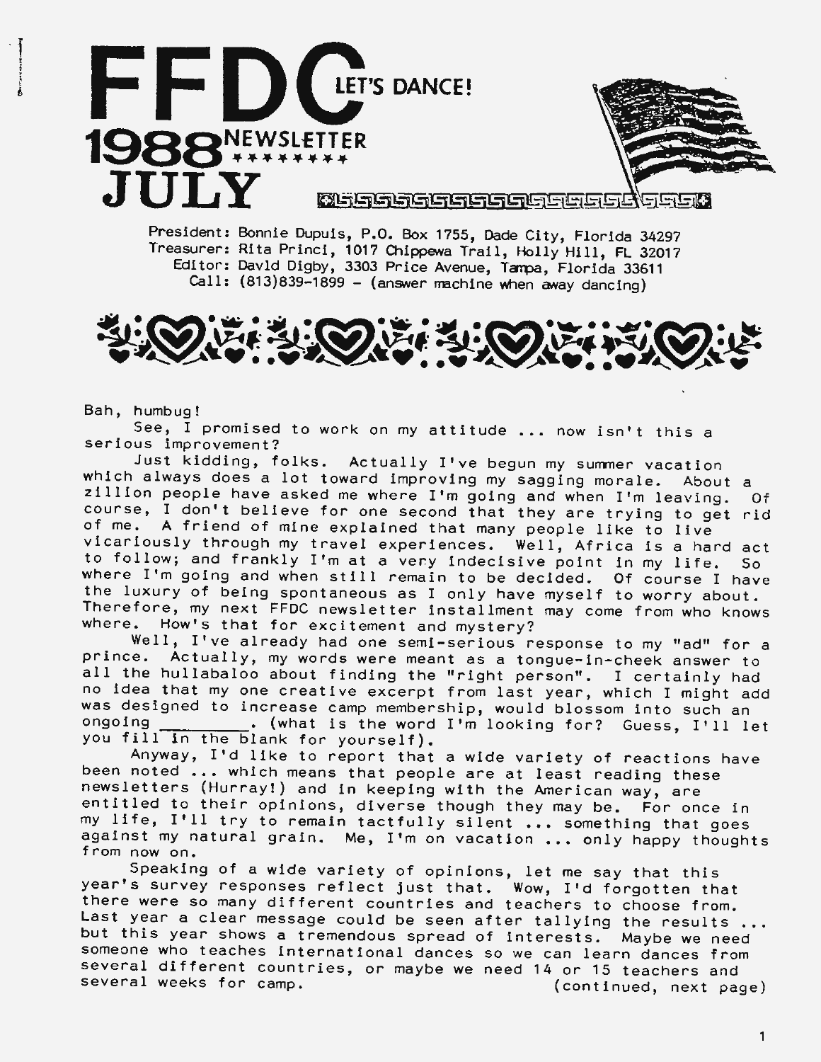# FFDC LET'S DANCE!

## 1988 NEWSLETTER

## JULY

President: Bonnie Dupuis, P.O. Box 1755, Dade City, Florida 34297
Treasurer: Rita Princi, 1017 Chippewa Trail, Holly Hill, FL 32017
Editor: David Digby, 3303 Price Avenue, Tampa, Florida 33611
Call: (813)839-1899 - (answer machine when away dancing)

Bah, humbug!

See, I promised to work on my attitude ... now isn't this a serious improvement?

Just kidding, folks. Actually I've begun my summer vacation which always does a lot toward improving my sagging morale. About a zillion people have asked me where I'm going and when I'm leaving. Of course, I don't believe for one second that they are trying to get rid of me. A friend of mine explained that many people like to live vicariously through my travel experiences. Well, Africa is a hard act to follow; and frankly I'm at a very indecisive point in my life. So where I'm going and when still remain to be decided. Of course I have the luxury of being spontaneous as I only have myself to worry about. Therefore, my next FFDC newsletter installment may come from who knows where. How's that for excitement and mystery?

Well, I've already had one semi-serious response to my "ad" for a prince. Actually, my words were meant as a tongue-in-cheek answer to all the hullabaloo about finding the "right person". I certainly had no idea that my one creative excerpt from last year, which I might add was designed to increase camp membership, would blossom into such an ongoing _________. (what is the word I'm looking for? Guess, I'll let you fill in the blank for yourself).

Anyway, I'd like to report that a wide variety of reactions have been noted ... which means that people are at least reading these newsletters (Hurray!) and in keeping with the American way, are entitled to their opinions, diverse though they may be. For once in my life, I'll try to remain tactfully silent ... something that goes against my natural grain. Me, I'm on vacation ... only happy thoughts from now on.

Speaking of a wide variety of opinions, let me say that this year's survey responses reflect just that. Wow, I'd forgotten that there were so many different countries and teachers to choose from. Last year a clear message could be seen after tallying the results ... but this year shows a tremendous spread of interests. Maybe we need someone who teaches international dances so we can learn dances from several different countries, or maybe we need 14 or 15 teachers and several weeks for camp. (continued, next page)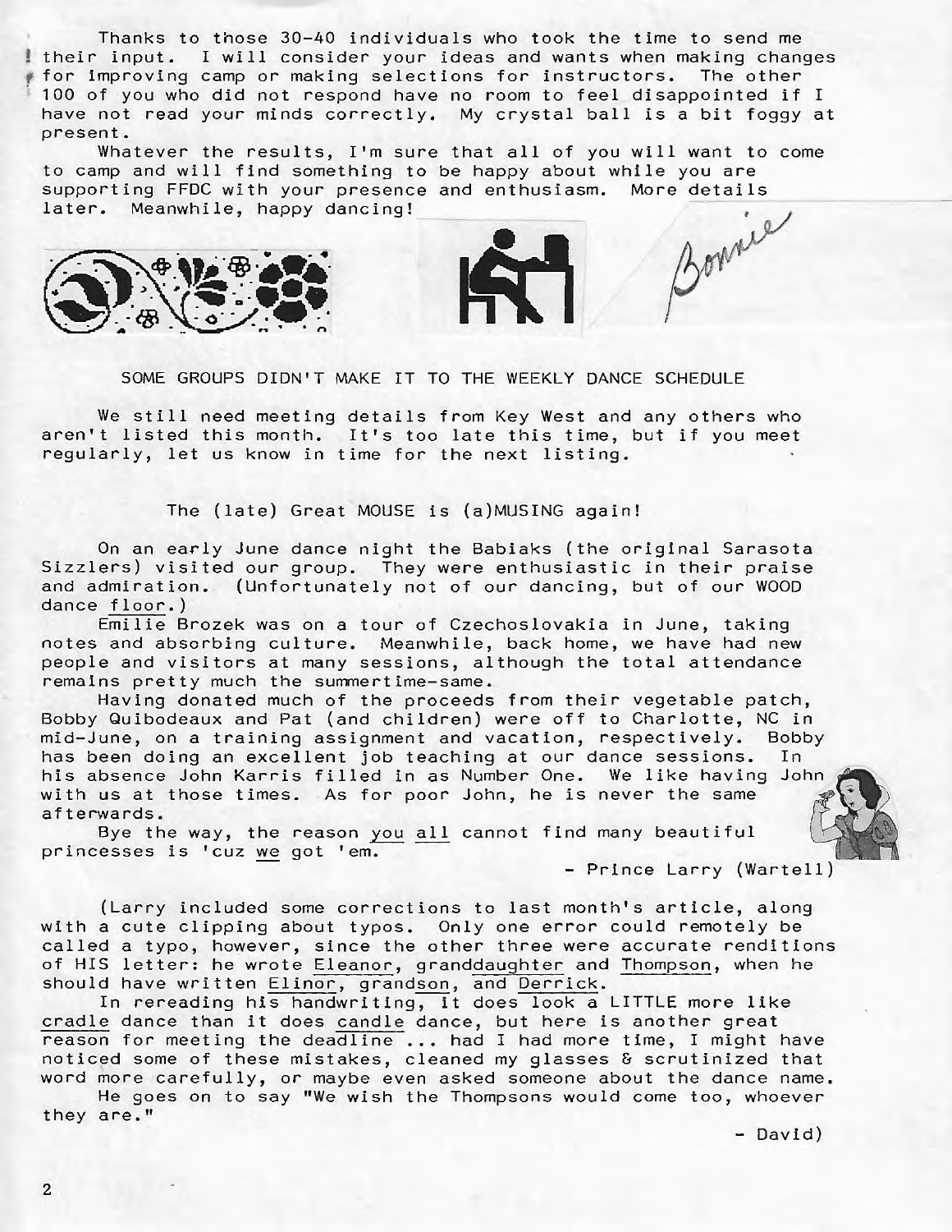Thanks to those 30-40 individuals who took the time to send me their input. I will consider your ideas and wants when making changes for improving camp or making selections for instructors. The other 100 of you who did not respond have no room to feel disappointed if I have not read your minds correctly. My crystal ball is a bit foggy at present.

Whatever the results, I'm sure that all of you will want to come to camp and will find something to be happy about while you are supporting FFDC with your presence and enthusiasm. More details later. Meanwhile, happy dancing!

Bonnie

SOME GROUPS DIDN'T MAKE IT TO THE WEEKLY DANCE SCHEDULE

We still need meeting details from Key West and any others who aren't listed this month. It's too late this time, but if you meet regularly, let us know in time for the next listing.

The (late) Great MOUSE is (a)MUSING again!

On an early June dance night the Babiaks (the original Sarasota Sizzlers) visited our group. They were enthusiastic in their praise and admiration. (Unfortunately not of our dancing, but of our WOOD dance floor.)

Emilie Brozek was on a tour of Czechoslovakia in June, taking notes and absorbing culture. Meanwhile, back home, we have had new people and visitors at many sessions, although the total attendance remains pretty much the summertime-same.

Having donated much of the proceeds from their vegetable patch, Bobby Quibodeaux and Pat (and children) were off to Charlotte, NC in mid-June, on a training assignment and vacation, respectively. Bobby has been doing an excellent job teaching at our dance sessions. In his absence John Karris filled in as Number One. We like having John with us at those times. As for poor John, he is never the same afterwards.

Bye the way, the reason you all cannot find many beautiful princesses is 'cuz we got 'em.

\- Prince Larry (Wartell)

(Larry included some corrections to last month's article, along with a cute clipping about typos. Only one error could remotely be called a typo, however, since the other three were accurate renditions of HIS letter: he wrote Eleanor, granddaughter and Thompson, when he should have written Elinor, grandson, and Derrick.

In rereading his handwriting, it does look a LITTLE more like cradle dance than it does candle dance, but here is another great reason for meeting the deadline ... had I had more time, I might have noticed some of these mistakes, cleaned my glasses & scrutinized that word more carefully, or maybe even asked someone about the dance name.

He goes on to say "We wish the Thompsons would come too, whoever they are."

\- David)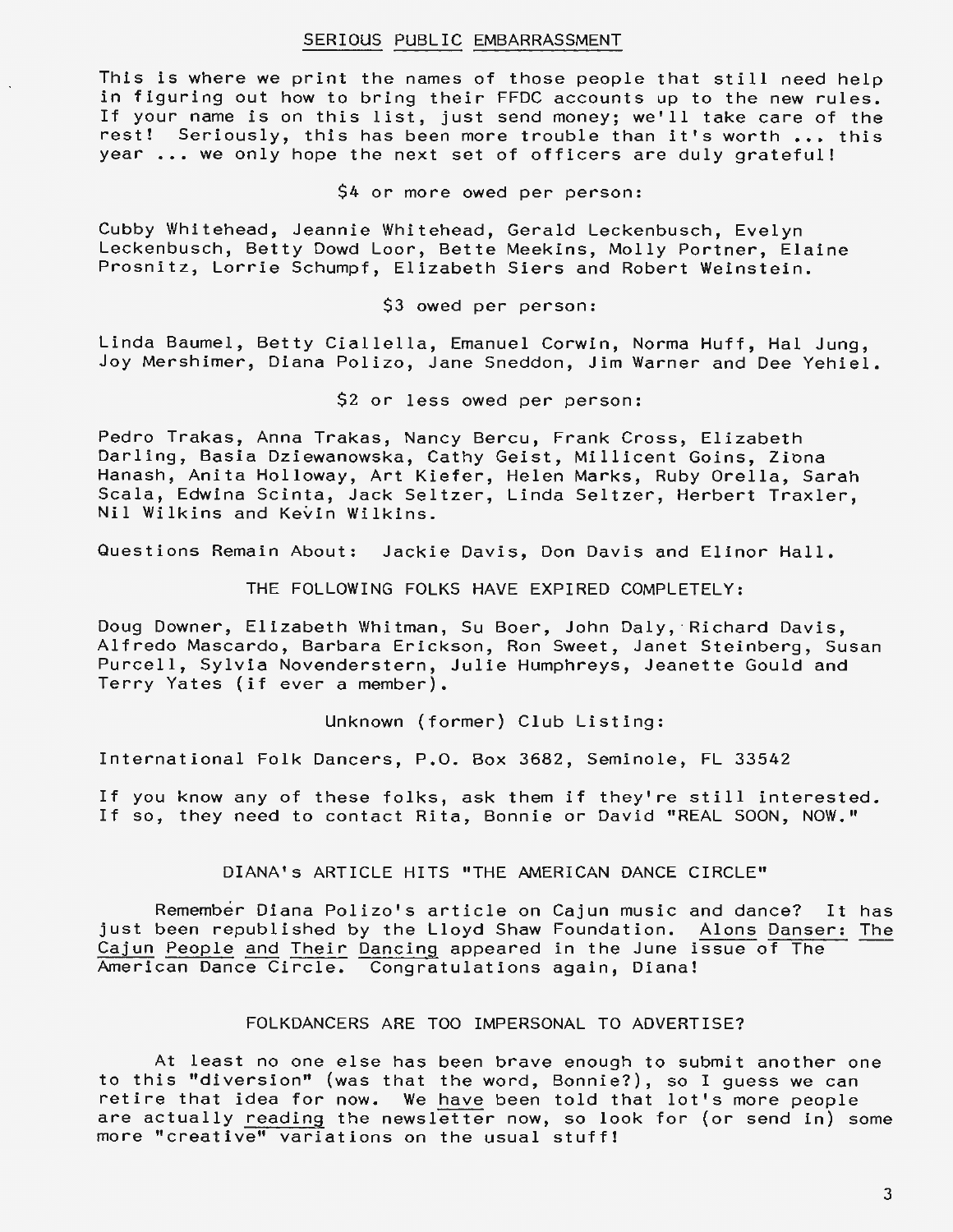## SERIOUS PUBLIC EMBARRASSMENT

This is where we print the names of those people that still need help in figuring out how to bring their FFDC accounts up to the new rules. If your name is on this list, just send money; we'll take care of the rest! Seriously, this has been more trouble than it's worth ... this year ... we only hope the next set of officers are duly grateful!

$4 or more owed per person:

Cubby Whitehead, Jeannie Whitehead, Gerald Leckenbusch, Evelyn Leckenbusch, Betty Dowd Loor, Bette Meekins, Molly Portner, Elaine Prosnitz, Lorrie Schumpf, Elizabeth Siers and Robert Weinstein.

$3 owed per person:

Linda Baumel, Betty Ciallella, Emanuel Corwin, Norma Huff, Hal Jung, Joy Mershimer, Diana Polizo, Jane Sneddon, Jim Warner and Dee Yehiel.

$2 or less owed per person:

Pedro Trakas, Anna Trakas, Nancy Bercu, Frank Cross, Elizabeth Darling, Basia Dziewanowska, Cathy Geist, Millicent Goins, Ziona Hanash, Anita Holloway, Art Kiefer, Helen Marks, Ruby Orella, Sarah Scala, Edwina Scinta, Jack Seltzer, Linda Seltzer, Herbert Traxler, Nil Wilkins and Kevin Wilkins.

Questions Remain About: Jackie Davis, Don Davis and Elinor Hall.

THE FOLLOWING FOLKS HAVE EXPIRED COMPLETELY:

Doug Downer, Elizabeth Whitman, Su Boer, John Daly, Richard Davis, Alfredo Mascardo, Barbara Erickson, Ron Sweet, Janet Steinberg, Susan Purcell, Sylvia Novenderstern, Julie Humphreys, Jeanette Gould and Terry Yates (if ever a member).

Unknown (former) Club Listing:

International Folk Dancers, P.O. Box 3682, Seminole, FL 33542

If you know any of these folks, ask them if they're still interested. If so, they need to contact Rita, Bonnie or David "REAL SOON, NOW."

## DIANA's ARTICLE HITS "THE AMERICAN DANCE CIRCLE"

Remember Diana Polizo's article on Cajun music and dance? It has just been republished by the Lloyd Shaw Foundation. Alons Danser: The Cajun People and Their Dancing appeared in the June issue of The American Dance Circle. Congratulations again, Diana!

## FOLKDANCERS ARE TOO IMPERSONAL TO ADVERTISE?

At least no one else has been brave enough to submit another one to this "diversion" (was that the word, Bonnie?), so I guess we can retire that idea for now. We have been told that lot's more people are actually reading the newsletter now, so look for (or send in) some more "creative" variations on the usual stuff!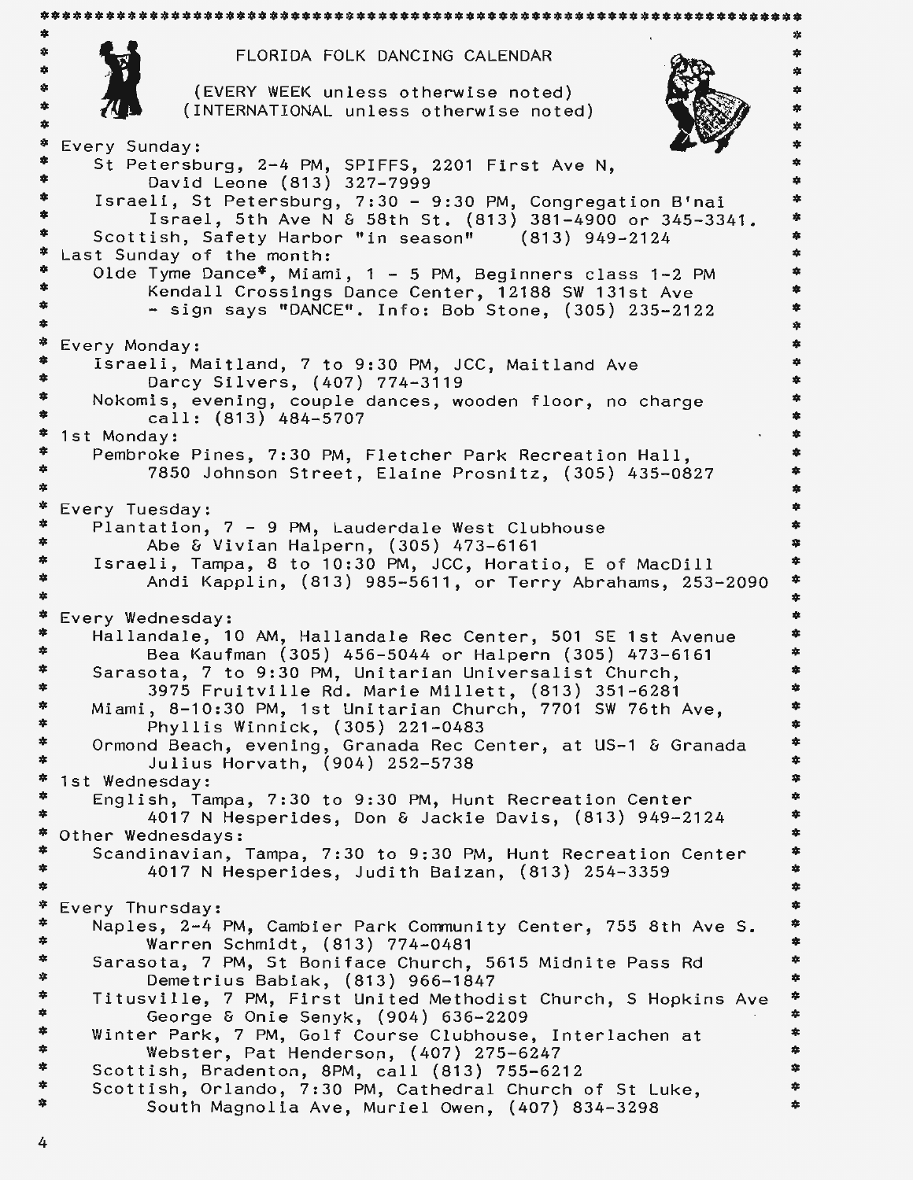# FLORIDA FOLK DANCING CALENDAR

(EVERY WEEK unless otherwise noted)
(INTERNATIONAL unless otherwise noted)

**Every Sunday:**

- St Petersburg, 2-4 PM, SPIFFS, 2201 First Ave N, David Leone (813) 327-7999
- Israeli, St Petersburg, 7:30 - 9:30 PM, Congregation B'nai Israel, 5th Ave N & 58th St. (813) 381-4900 or 345-3341.
- Scottish, Safety Harbor "in season" (813) 949-2124

**Last Sunday of the month:**

- Olde Tyme Dance*, Miami, 1 - 5 PM, Beginners class 1-2 PM Kendall Crossings Dance Center, 12188 SW 131st Ave - sign says "DANCE". Info: Bob Stone, (305) 235-2122

**Every Monday:**

- Israeli, Maitland, 7 to 9:30 PM, JCC, Maitland Ave Darcy Silvers, (407) 774-3119
- Nokomis, evening, couple dances, wooden floor, no charge call: (813) 484-5707

**1st Monday:**

- Pembroke Pines, 7:30 PM, Fletcher Park Recreation Hall, 7850 Johnson Street, Elaine Prosnitz, (305) 435-0827

**Every Tuesday:**

- Plantation, 7 - 9 PM, Lauderdale West Clubhouse Abe & Vivian Halpern, (305) 473-6161
- Israeli, Tampa, 8 to 10:30 PM, JCC, Horatio, E of MacDill Andi Kapplin, (813) 985-5611, or Terry Abrahams, 253-2090

**Every Wednesday:**

- Hallandale, 10 AM, Hallandale Rec Center, 501 SE 1st Avenue Bea Kaufman (305) 456-5044 or Halpern (305) 473-6161
- Sarasota, 7 to 9:30 PM, Unitarian Universalist Church, 3975 Fruitville Rd. Marie Millett, (813) 351-6281
- Miami, 8-10:30 PM, 1st Unitarian Church, 7701 SW 76th Ave, Phyllis Winnick, (305) 221-0483
- Ormond Beach, evening, Granada Rec Center, at US-1 & Granada Julius Horvath, (904) 252-5738

**1st Wednesday:**

- English, Tampa, 7:30 to 9:30 PM, Hunt Recreation Center 4017 N Hesperides, Don & Jackie Davis, (813) 949-2124

**Other Wednesdays:**

- Scandinavian, Tampa, 7:30 to 9:30 PM, Hunt Recreation Center 4017 N Hesperides, Judith Baizan, (813) 254-3359

**Every Thursday:**

- Naples, 2-4 PM, Cambier Park Community Center, 755 8th Ave S. Warren Schmidt, (813) 774-0481
- Sarasota, 7 PM, St Boniface Church, 5615 Midnite Pass Rd Demetrius Babiak, (813) 966-1847
- Titusville, 7 PM, First United Methodist Church, S Hopkins Ave George & Onie Senyk, (904) 636-2209
- Winter Park, 7 PM, Golf Course Clubhouse, Interlachen at Webster, Pat Henderson, (407) 275-6247
- Scottish, Bradenton, 8PM, call (813) 755-6212
- Scottish, Orlando, 7:30 PM, Cathedral Church of St Luke, South Magnolia Ave, Muriel Owen, (407) 834-3298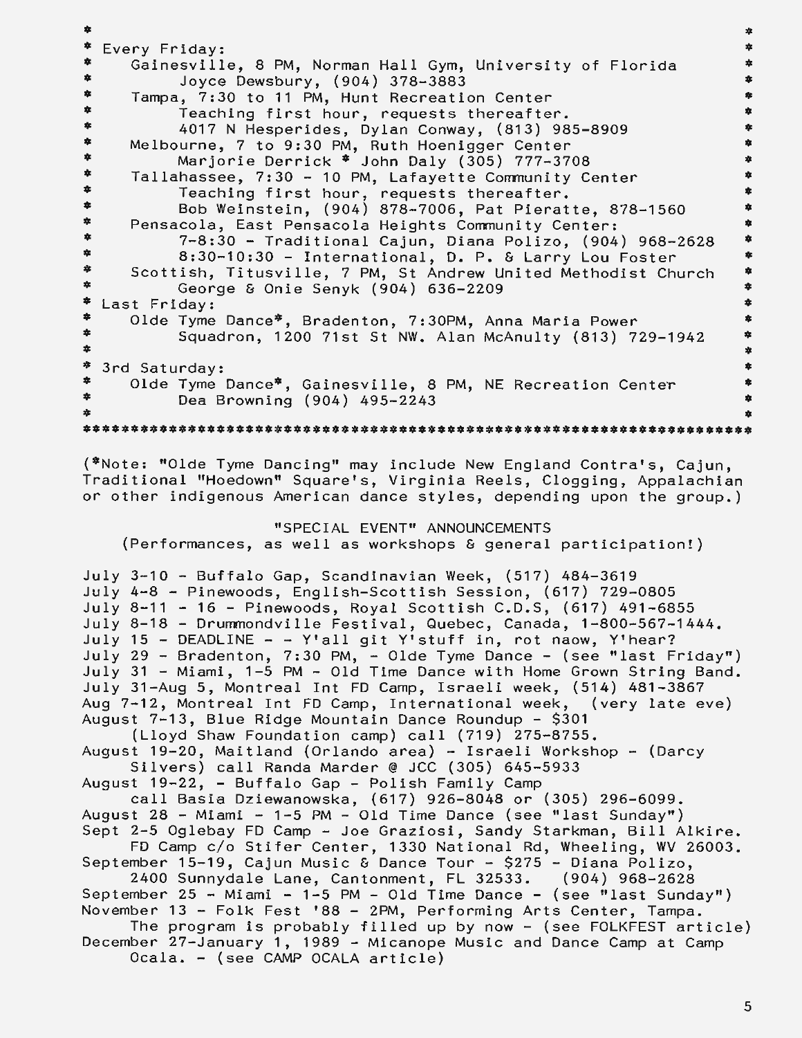Every Friday:

- Gainesville, 8 PM, Norman Hall Gym, University of Florida
  - Joyce Dewsbury, (904) 378-3883
- Tampa, 7:30 to 11 PM, Hunt Recreation Center
  - Teaching first hour, requests thereafter.
  - 4017 N Hesperides, Dylan Conway, (813) 985-8909
- Melbourne, 7 to 9:30 PM, Ruth Hoenigger Center
  - Marjorie Derrick * John Daly (305) 777-3708
- Tallahassee, 7:30 - 10 PM, Lafayette Community Center
  - Teaching first hour, requests thereafter.
  - Bob Weinstein, (904) 878-7006, Pat Pieratte, 878-1560
- Pensacola, East Pensacola Heights Community Center:
  - 7-8:30 - Traditional Cajun, Diana Polizo, (904) 968-2628
  - 8:30-10:30 - International, D. P. & Larry Lou Foster
- Scottish, Titusville, 7 PM, St Andrew United Methodist Church
  - George & Onie Senyk (904) 636-2209

Last Friday:

- Olde Tyme Dance*, Bradenton, 7:30PM, Anna Maria Power
  - Squadron, 1200 71st St NW. Alan McAnulty (813) 729-1942

3rd Saturday:

- Olde Tyme Dance*, Gainesville, 8 PM, NE Recreation Center
  - Dea Browning (904) 495-2243

(*Note: "Olde Tyme Dancing" may include New England Contra's, Cajun, Traditional "Hoedown" Square's, Virginia Reels, Clogging, Appalachian or other indigenous American dance styles, depending upon the group.)

## "SPECIAL EVENT" ANNOUNCEMENTS

(Performances, as well as workshops & general participation!)

July 3-10 - Buffalo Gap, Scandinavian Week, (517) 484-3619
July 4-8 - Pinewoods, English-Scottish Session, (617) 729-0805
July 8-11 - 16 - Pinewoods, Royal Scottish C.D.S, (617) 491-6855
July 8-18 - Drummondville Festival, Quebec, Canada, 1-800-567-1444.
July 15 - DEADLINE - - Y'all git Y'stuff in, rot naow, Y'hear?
July 29 - Bradenton, 7:30 PM, - Olde Tyme Dance - (see "last Friday")
July 31 - Miami, 1-5 PM - Old Time Dance with Home Grown String Band.
July 31-Aug 5, Montreal Int FD Camp, Israeli week, (514) 481-3867
Aug 7-12, Montreal Int FD Camp, International week, (very late eve)
August 7-13, Blue Ridge Mountain Dance Roundup - $301
(Lloyd Shaw Foundation camp) call (719) 275-8755.
August 19-20, Maitland (Orlando area) - Israeli Workshop - (Darcy Silvers) call Randa Marder @ JCC (305) 645-5933
August 19-22, - Buffalo Gap - Polish Family Camp
call Basia Dziewanowska, (617) 926-8048 or (305) 296-6099.
August 28 - Miami - 1-5 PM - Old Time Dance (see "last Sunday")
Sept 2-5 Oglebay FD Camp - Joe Graziosi, Sandy Starkman, Bill Alkire.
FD Camp c/o Stifer Center, 1330 National Rd, Wheeling, WV 26003.
September 15-19, Cajun Music & Dance Tour - $275 - Diana Polizo,
2400 Sunnydale Lane, Cantonment, FL 32533. (904) 968-2628
September 25 - Miami - 1-5 PM - Old Time Dance - (see "last Sunday")
November 13 - Folk Fest '88 - 2PM, Performing Arts Center, Tampa.
The program is probably filled up by now - (see FOLKFEST article)
December 27-January 1, 1989 - Micanope Music and Dance Camp at Camp Ocala. - (see CAMP OCALA article)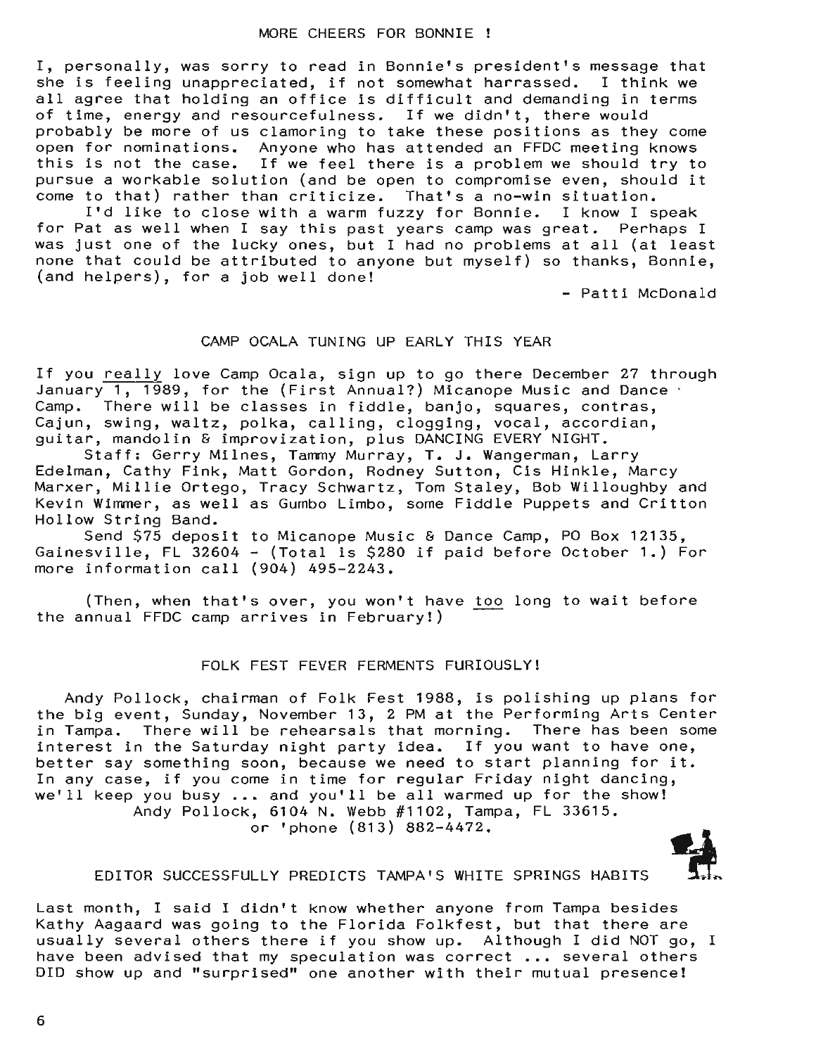## MORE CHEERS FOR BONNIE !

I, personally, was sorry to read in Bonnie's president's message that she is feeling unappreciated, if not somewhat harrassed. I think we all agree that holding an office is difficult and demanding in terms of time, energy and resourcefulness. If we didn't, there would probably be more of us clamoring to take these positions as they come open for nominations. Anyone who has attended an FFDC meeting knows this is not the case. If we feel there is a problem we should try to pursue a workable solution (and be open to compromise even, should it come to that) rather than criticize. That's a no-win situation.

I'd like to close with a warm fuzzy for Bonnie. I know I speak for Pat as well when I say this past years camp was great. Perhaps I was just one of the lucky ones, but I had no problems at all (at least none that could be attributed to anyone but myself) so thanks, Bonnie, (and helpers), for a job well done!

- Patti McDonald

## CAMP OCALA TUNING UP EARLY THIS YEAR

If you really love Camp Ocala, sign up to go there December 27 through January 1, 1989, for the (First Annual?) Micanope Music and Dance Camp. There will be classes in fiddle, banjo, squares, contras, Cajun, swing, waltz, polka, calling, clogging, vocal, accordian, guitar, mandolin & improvization, plus DANCING EVERY NIGHT.

Staff: Gerry Milnes, Tammy Murray, T. J. Wangerman, Larry Edelman, Cathy Fink, Matt Gordon, Rodney Sutton, Cis Hinkle, Marcy Marxer, Millie Ortego, Tracy Schwartz, Tom Staley, Bob Willoughby and Kevin Wimmer, as well as Gumbo Limbo, some Fiddle Puppets and Critton Hollow String Band.

Send $75 deposit to Micanope Music & Dance Camp, PO Box 12135, Gainesville, FL 32604 - (Total is $280 if paid before October 1.) For more information call (904) 495-2243.

(Then, when that's over, you won't have too long to wait before the annual FFDC camp arrives in February!)

## FOLK FEST FEVER FERMENTS FURIOUSLY!

Andy Pollock, chairman of Folk Fest 1988, is polishing up plans for the big event, Sunday, November 13, 2 PM at the Performing Arts Center in Tampa. There will be rehearsals that morning. There has been some interest in the Saturday night party idea. If you want to have one, better say something soon, because we need to start planning for it. In any case, if you come in time for regular Friday night dancing, we'll keep you busy ... and you'll be all warmed up for the show!

Andy Pollock, 6104 N. Webb #1102, Tampa, FL 33615.
or 'phone (813) 882-4472.

## EDITOR SUCCESSFULLY PREDICTS TAMPA'S WHITE SPRINGS HABITS

Last month, I said I didn't know whether anyone from Tampa besides Kathy Aagaard was going to the Florida Folkfest, but that there are usually several others there if you show up. Although I did NOT go, I have been advised that my speculation was correct ... several others DID show up and "surprised" one another with their mutual presence!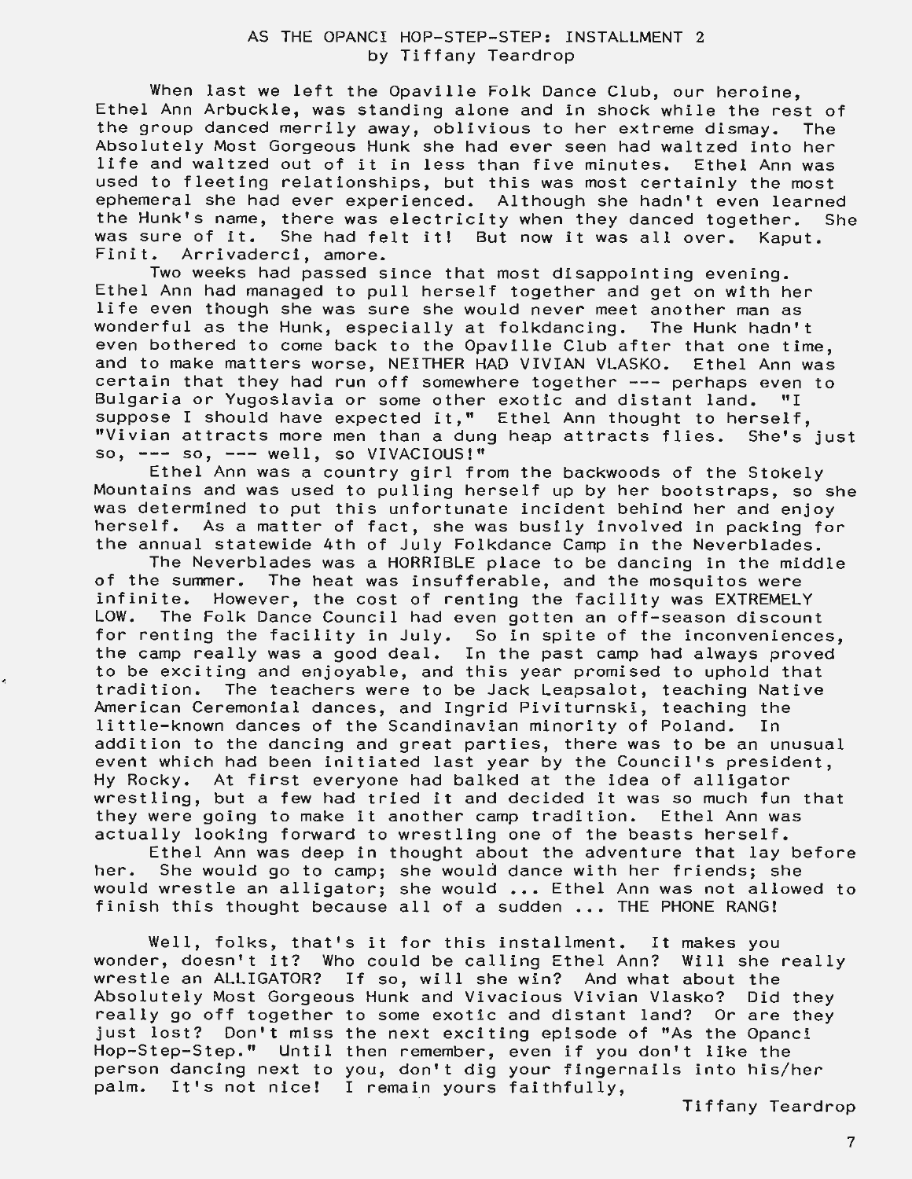## AS THE OPANCI HOP-STEP-STEP: INSTALLMENT 2

by Tiffany Teardrop

When last we left the Opaville Folk Dance Club, our heroine, Ethel Ann Arbuckle, was standing alone and in shock while the rest of the group danced merrily away, oblivious to her extreme dismay. The Absolutely Most Gorgeous Hunk she had ever seen had waltzed into her life and waltzed out of it in less than five minutes. Ethel Ann was used to fleeting relationships, but this was most certainly the most ephemeral she had ever experienced. Although she hadn't even learned the Hunk's name, there was electricity when they danced together. She was sure of it. She had felt it! But now it was all over. Kaput. Finit. Arrivaderci, amore.

Two weeks had passed since that most disappointing evening. Ethel Ann had managed to pull herself together and get on with her life even though she was sure she would never meet another man as wonderful as the Hunk, especially at folkdancing. The Hunk hadn't even bothered to come back to the Opaville Club after that one time, and to make matters worse, NEITHER HAD VIVIAN VLASKO. Ethel Ann was certain that they had run off somewhere together --- perhaps even to Bulgaria or Yugoslavia or some other exotic and distant land. "I suppose I should have expected it," Ethel Ann thought to herself, "Vivian attracts more men than a dung heap attracts flies. She's just so, --- so, --- well, so VIVACIOUS!"

Ethel Ann was a country girl from the backwoods of the Stokely Mountains and was used to pulling herself up by her bootstraps, so she was determined to put this unfortunate incident behind her and enjoy herself. As a matter of fact, she was busily involved in packing for the annual statewide 4th of July Folkdance Camp in the Neverblades.

The Neverblades was a HORRIBLE place to be dancing in the middle of the summer. The heat was insufferable, and the mosquitos were infinite. However, the cost of renting the facility was EXTREMELY LOW. The Folk Dance Council had even gotten an off-season discount for renting the facility in July. So in spite of the inconveniences, the camp really was a good deal. In the past camp had always proved to be exciting and enjoyable, and this year promised to uphold that tradition. The teachers were to be Jack Leapsalot, teaching Native American Ceremonial dances, and Ingrid Piviturnski, teaching the little-known dances of the Scandinavian minority of Poland. In addition to the dancing and great parties, there was to be an unusual event which had been initiated last year by the Council's president, Hy Rocky. At first everyone had balked at the idea of alligator wrestling, but a few had tried it and decided it was so much fun that they were going to make it another camp tradition. Ethel Ann was actually looking forward to wrestling one of the beasts herself.

Ethel Ann was deep in thought about the adventure that lay before her. She would go to camp; she would dance with her friends; she would wrestle an alligator; she would ... Ethel Ann was not allowed to finish this thought because all of a sudden ... THE PHONE RANG!

Well, folks, that's it for this installment. It makes you wonder, doesn't it? Who could be calling Ethel Ann? Will she really wrestle an ALLIGATOR? If so, will she win? And what about the Absolutely Most Gorgeous Hunk and Vivacious Vivian Vlasko? Did they really go off together to some exotic and distant land? Or are they just lost? Don't miss the next exciting episode of "As the Opanci Hop-Step-Step." Until then remember, even if you don't like the person dancing next to you, don't dig your fingernails into his/her palm. It's not nice! I remain yours faithfully,

Tiffany Teardrop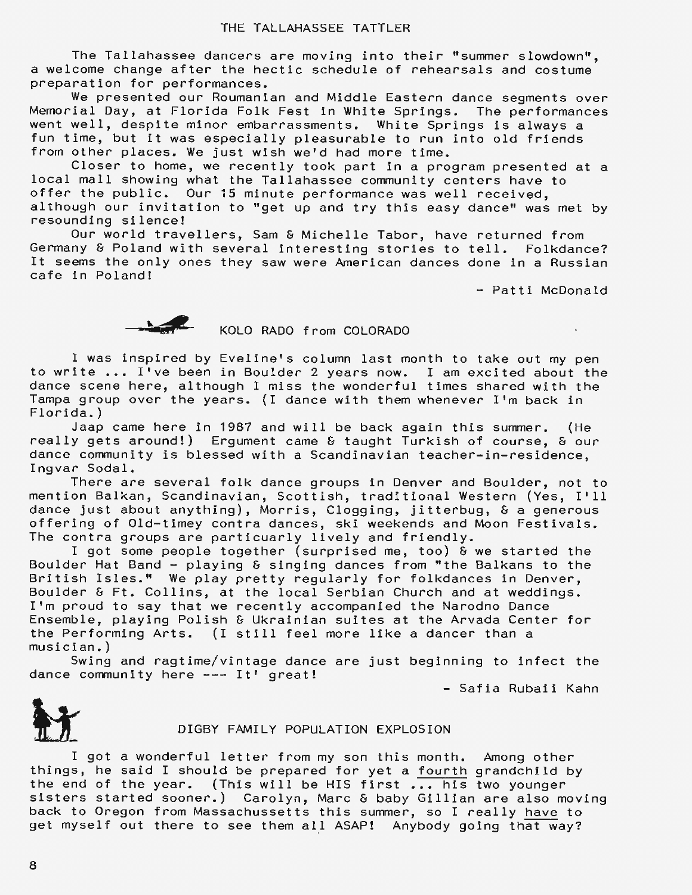## THE TALLAHASSEE TATTLER

The Tallahassee dancers are moving into their "summer slowdown", a welcome change after the hectic schedule of rehearsals and costume preparation for performances.

We presented our Roumanian and Middle Eastern dance segments over Memorial Day, at Florida Folk Fest in White Springs. The performances went well, despite minor embarrassments. White Springs is always a fun time, but it was especially pleasurable to run into old friends from other places. We just wish we'd had more time.

Closer to home, we recently took part in a program presented at a local mall showing what the Tallahassee community centers have to offer the public. Our 15 minute performance was well received, although our invitation to "get up and try this easy dance" was met by resounding silence!

Our world travellers, Sam & Michelle Tabor, have returned from Germany & Poland with several interesting stories to tell. Folkdance? It seems the only ones they saw were American dances done in a Russian cafe in Poland!

- Patti McDonald

## KOLO RADO from COLORADO

I was inspired by Eveline's column last month to take out my pen to write ... I've been in Boulder 2 years now. I am excited about the dance scene here, although I miss the wonderful times shared with the Tampa group over the years. (I dance with them whenever I'm back in Florida.)

Jaap came here in 1987 and will be back again this summer. (He really gets around!) Ergument came & taught Turkish of course, & our dance community is blessed with a Scandinavian teacher-in-residence, Ingvar Sodal.

There are several folk dance groups in Denver and Boulder, not to mention Balkan, Scandinavian, Scottish, traditional Western (Yes, I'll dance just about anything), Morris, Clogging, jitterbug, & a generous offering of Old-timey contra dances, ski weekends and Moon Festivals. The contra groups are particuarly lively and friendly.

I got some people together (surprised me, too) & we started the Boulder Hat Band - playing & singing dances from "the Balkans to the British Isles." We play pretty regularly for folkdances in Denver, Boulder & Ft. Collins, at the local Serbian Church and at weddings. I'm proud to say that we recently accompanied the Narodno Dance Ensemble, playing Polish & Ukrainian suites at the Arvada Center for the Performing Arts. (I still feel more like a dancer than a musician.)

Swing and ragtime/vintage dance are just beginning to infect the dance community here --- It' great!

- Safia Rubaii Kahn

## DIGBY FAMILY POPULATION EXPLOSION

I got a wonderful letter from my son this month. Among other things, he said I should be prepared for yet a fourth grandchild by the end of the year. (This will be HIS first ... his two younger sisters started sooner.) Carolyn, Marc & baby Gillian are also moving back to Oregon from Massachussetts this summer, so I really have to get myself out there to see them all ASAP! Anybody going that way?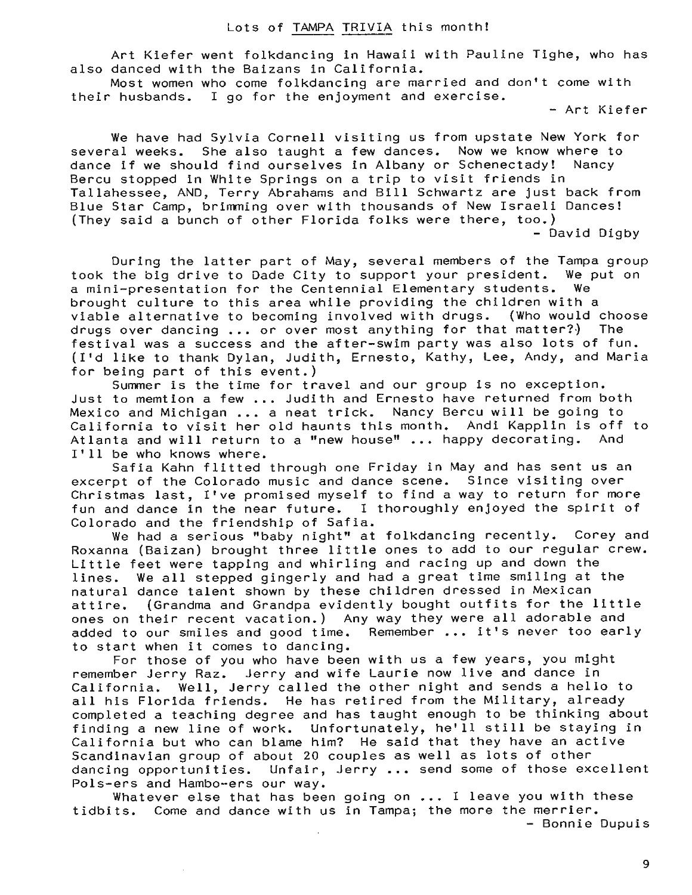Lots of TAMPA TRIVIA this month!

Art Kiefer went folkdancing in Hawaii with Pauline Tighe, who has also danced with the Baizans in California.

Most women who come folkdancing are married and don't come with their husbands. I go for the enjoyment and exercise.

- Art Kiefer

We have had Sylvia Cornell visiting us from upstate New York for several weeks. She also taught a few dances. Now we know where to dance if we should find ourselves in Albany or Schenectady! Nancy Bercu stopped in White Springs on a trip to visit friends in Tallahessee, AND, Terry Abrahams and Bill Schwartz are just back from Blue Star Camp, brimming over with thousands of New Israeli Dances! (They said a bunch of other Florida folks were there, too.)

- David Digby

During the latter part of May, several members of the Tampa group took the big drive to Dade City to support your president. We put on a mini-presentation for the Centennial Elementary students. We brought culture to this area while providing the children with a viable alternative to becoming involved with drugs. (Who would choose drugs over dancing ... or over most anything for that matter?) The festival was a success and the after-swim party was also lots of fun. (I'd like to thank Dylan, Judith, Ernesto, Kathy, Lee, Andy, and Maria for being part of this event.)

Summer is the time for travel and our group is no exception. Just to memtion a few ... Judith and Ernesto have returned from both Mexico and Michigan ... a neat trick. Nancy Bercu will be going to California to visit her old haunts this month. Andi Kapplin is off to Atlanta and will return to a "new house" ... happy decorating. And I'll be who knows where.

Safia Kahn flitted through one Friday in May and has sent us an excerpt of the Colorado music and dance scene. Since visiting over Christmas last, I've promised myself to find a way to return for more fun and dance in the near future. I thoroughly enjoyed the spirit of Colorado and the friendship of Safia.

We had a serious "baby night" at folkdancing recently. Corey and Roxanna (Baizan) brought three little ones to add to our regular crew. Little feet were tapping and whirling and racing up and down the lines. We all stepped gingerly and had a great time smiling at the natural dance talent shown by these children dressed in Mexican attire. (Grandma and Grandpa evidently bought outfits for the little ones on their recent vacation.) Any way they were all adorable and added to our smiles and good time. Remember ... it's never too early to start when it comes to dancing.

For those of you who have been with us a few years, you might remember Jerry Raz. Jerry and wife Laurie now live and dance in California. Well, Jerry called the other night and sends a hello to all his Florida friends. He has retired from the Military, already completed a teaching degree and has taught enough to be thinking about finding a new line of work. Unfortunately, he'll still be staying in California but who can blame him? He said that they have an active Scandinavian group of about 20 couples as well as lots of other dancing opportunities. Unfair, Jerry ... send some of those excellent Pols-ers and Hambo-ers our way.

Whatever else that has been going on ... I leave you with these tidbits. Come and dance with us in Tampa; the more the merrier.

- Bonnie Dupuis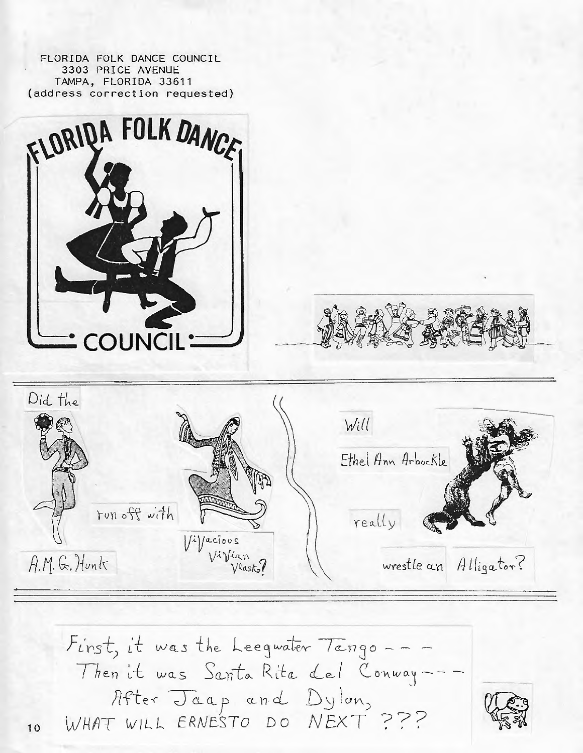FLORIDA FOLK DANCE COUNCIL
3303 PRICE AVENUE
TAMPA, FLORIDA 33611
(address correction requested)

FLORIDA FOLK DANCE

COUNCIL

---

Did the A.M.G. Hunk run off with Vivacious Vivian Vlasko?

Will Ethel Ann Arbockle really wrestle an Alligator?

---

First, it was the Leegwater Tango ---
Then it was Santa Rita del Conway ---
After Jaap and Dylan,
WHAT WILL ERNESTO DO NEXT ???